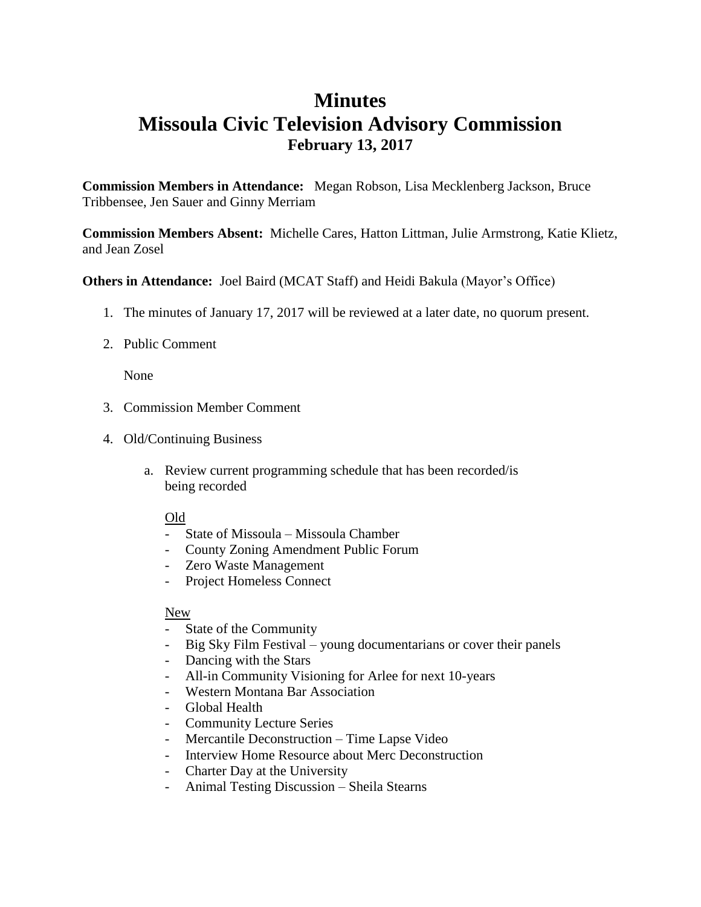# Minutes
# Missoula Civic Television Advisory Commission
### February 13, 2017

**Commission Members in Attendance:** Megan Robson, Lisa Mecklenberg Jackson, Bruce Tribbensee, Jen Sauer and Ginny Merriam

**Commission Members Absent:** Michelle Cares, Hatton Littman, Julie Armstrong, Katie Klietz, and Jean Zosel

**Others in Attendance:** Joel Baird (MCAT Staff) and Heidi Bakula (Mayor's Office)

1. The minutes of January 17, 2017 will be reviewed at a later date, no quorum present.

2. Public Comment

   None

3. Commission Member Comment

4. Old/Continuing Business

   a. Review current programming schedule that has been recorded/is being recorded

      Old
      - State of Missoula – Missoula Chamber
      - County Zoning Amendment Public Forum
      - Zero Waste Management
      - Project Homeless Connect

      New
      - State of the Community
      - Big Sky Film Festival – young documentarians or cover their panels
      - Dancing with the Stars
      - All-in Community Visioning for Arlee for next 10-years
      - Western Montana Bar Association
      - Global Health
      - Community Lecture Series
      - Mercantile Deconstruction – Time Lapse Video
      - Interview Home Resource about Merc Deconstruction
      - Charter Day at the University
      - Animal Testing Discussion – Sheila Stearns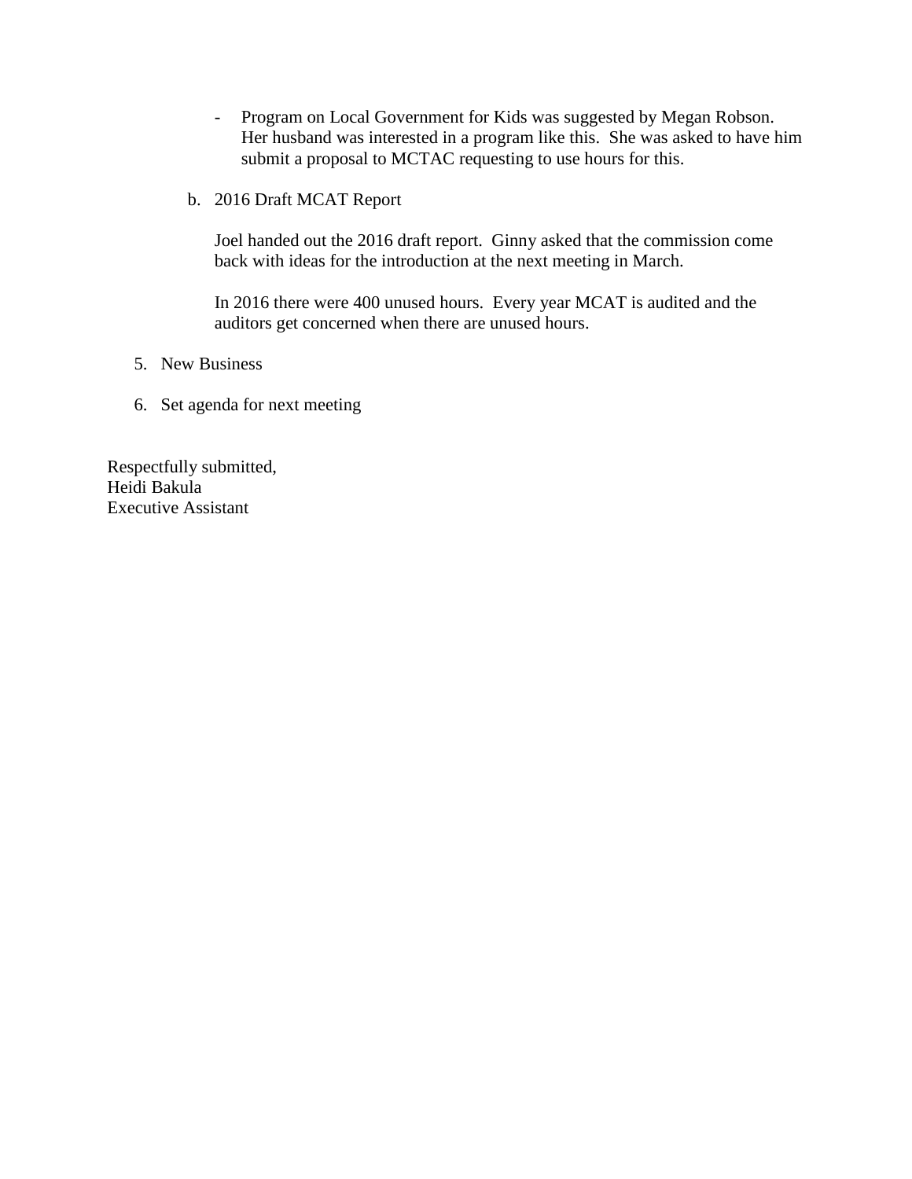- Program on Local Government for Kids was suggested by Megan Robson. Her husband was interested in a program like this. She was asked to have him submit a proposal to MCTAC requesting to use hours for this.

b. 2016 Draft MCAT Report

   Joel handed out the 2016 draft report. Ginny asked that the commission come back with ideas for the introduction at the next meeting in March.

   In 2016 there were 400 unused hours. Every year MCAT is audited and the auditors get concerned when there are unused hours.

5. New Business

6. Set agenda for next meeting

Respectfully submitted,
Heidi Bakula
Executive Assistant